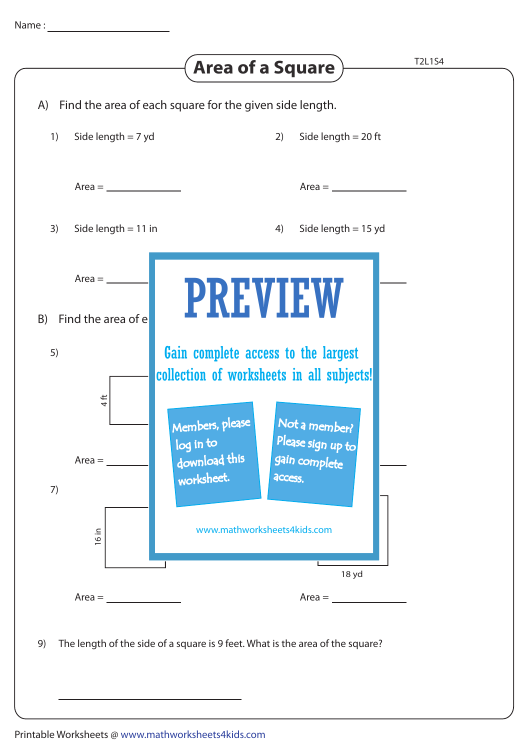Name : ____________________

# Area of a Square

T2L1S4

A) Find the area of each square for the given side length.

1) Side length = 7 yd

Area = ____________

2) Side length = 20 ft

Area = ____________

3) Side length = 11 in

Area = ____________

4) Side length = 15 yd

Area = ____________

B) Find the area of e

5)

4 ft

Area = ____________

Area = ____________

7)

16 in

Area = ____________

18 yd

Area = ____________

# PREVIEW

Gain complete access to the largest collection of worksheets in all subjects!

Members, please log in to download this worksheet.

Not a member? Please sign up to gain complete access.

www.mathworksheets4kids.com

9) The length of the side of a square is 9 feet. What is the area of the square?

____________________

Printable Worksheets @ www.mathworksheets4kids.com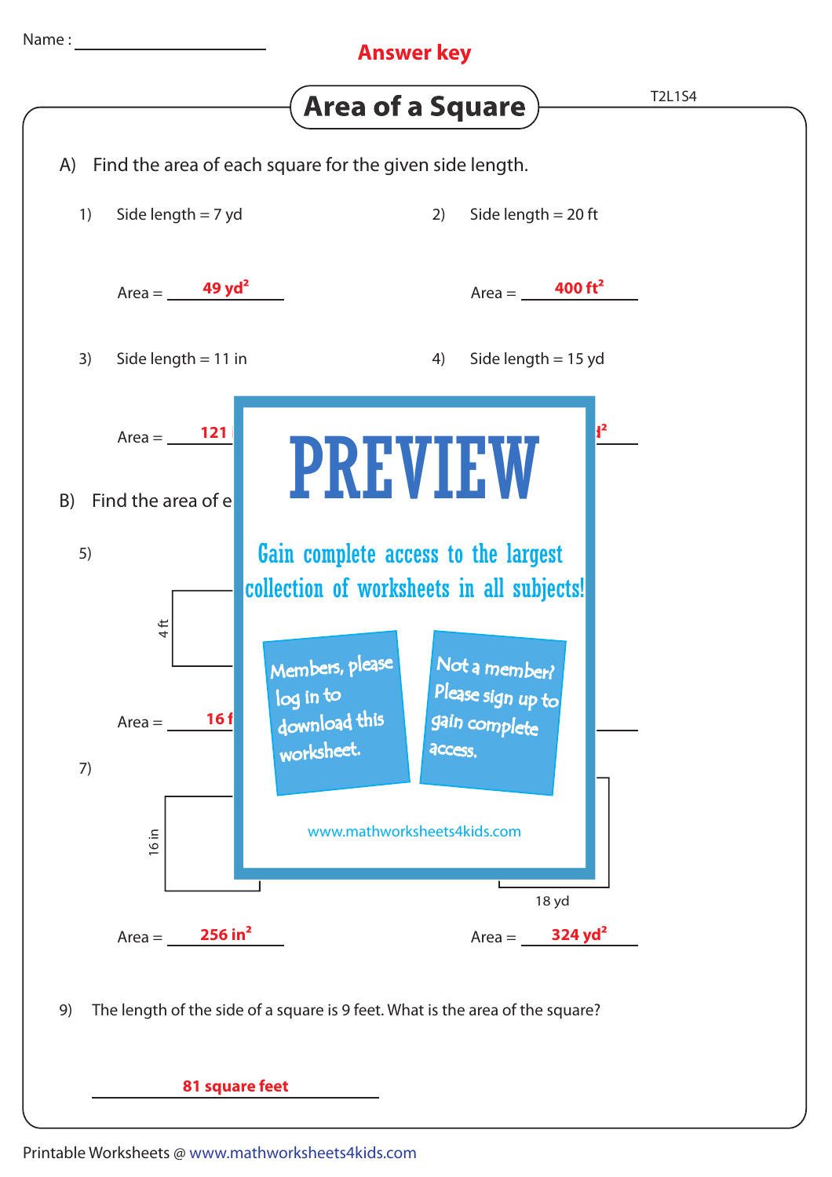Name : ____________________

**Answer key**

# Area of a Square

T2L1S4

A) Find the area of each square for the given side length.

1) Side length = 7 yd

Area = **$49\ yd^2$**

2) Side length = 20 ft

Area = **$400\ ft^2$**

3) Side length = 11 in

Area = **121**

4) Side length = 15 yd

B) Find the area of e

5)

4 ft

Area = **16 f**

7)

16 in

Area = **$256\ in^2$**

18 yd

Area = **$324\ yd^2$**

PREVIEW

Gain complete access to the largest collection of worksheets in all subjects!

Members, please log in to download this worksheet.

Not a member? Please sign up to gain complete access.

www.mathworksheets4kids.com

9) The length of the side of a square is 9 feet. What is the area of the square?

**81 square feet**

Printable Worksheets @ www.mathworksheets4kids.com